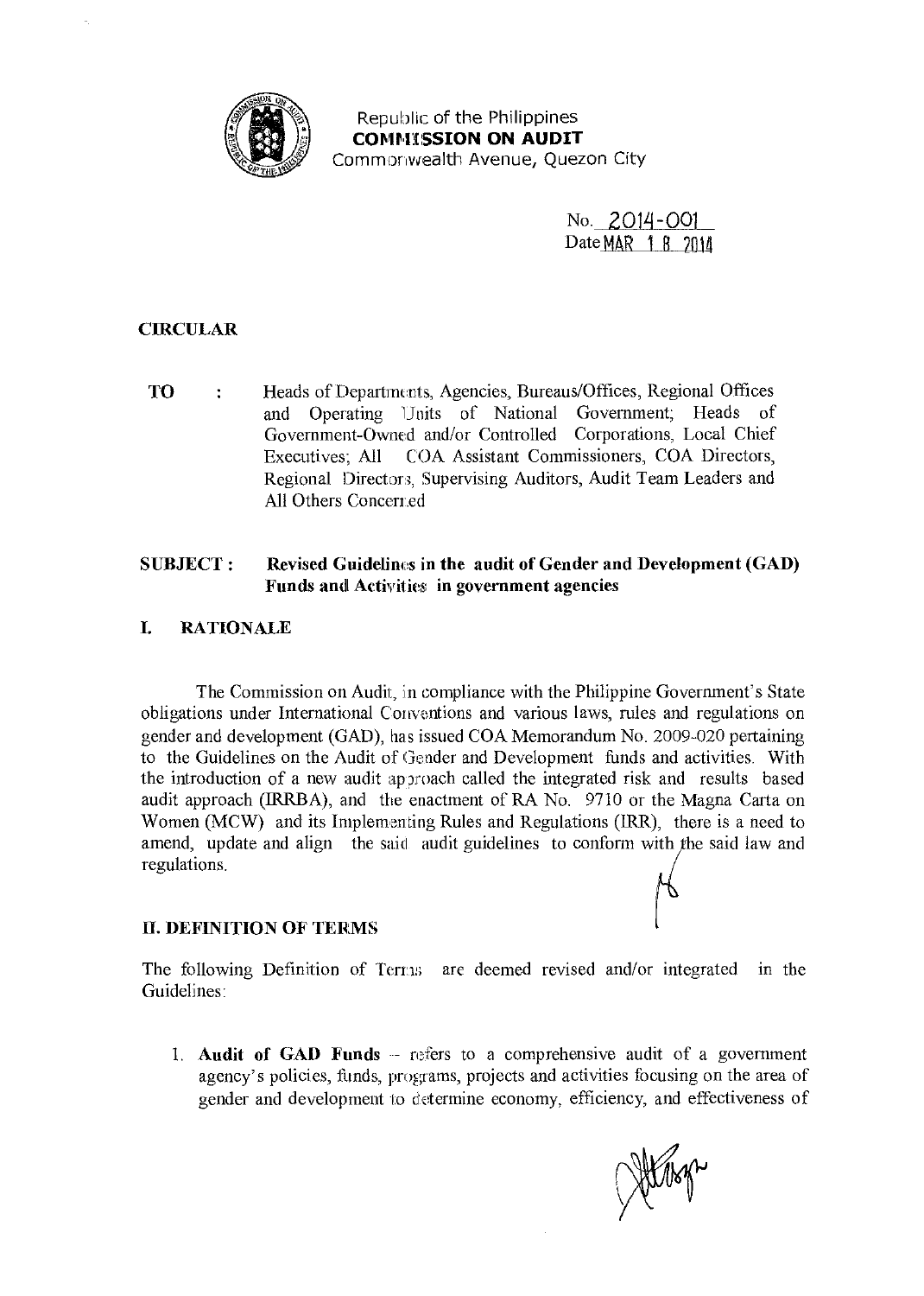Republic of the Philippines
**COMMISSION ON AUDIT**
Commonwealth Avenue, Quezon City

No. 2014-001
Date MAR 18 2014

**CIRCULAR**

**TO** : Heads of Departments, Agencies, Bureaus/Offices, Regional Offices and Operating Units of National Government; Heads of Government-Owned and/or Controlled Corporations, Local Chief Executives; All COA Assistant Commissioners, COA Directors, Regional Directors, Supervising Auditors, Audit Team Leaders and All Others Concerned

**SUBJECT : Revised Guidelines in the audit of Gender and Development (GAD) Funds and Activities in government agencies**

## I. RATIONALE

The Commission on Audit, in compliance with the Philippine Government's State obligations under International Conventions and various laws, rules and regulations on gender and development (GAD), has issued COA Memorandum No. 2009-020 pertaining to the Guidelines on the Audit of Gender and Development funds and activities. With the introduction of a new audit approach called the integrated risk and results based audit approach (IRRBA), and the enactment of RA No. 9710 or the Magna Carta on Women (MCW) and its Implementing Rules and Regulations (IRR), there is a need to amend, update and align the said audit guidelines to conform with the said law and regulations.

## II. DEFINITION OF TERMS

The following Definition of Terms are deemed revised and/or integrated in the Guidelines:

1. **Audit of GAD Funds** – refers to a comprehensive audit of a government agency's policies, funds, programs, projects and activities focusing on the area of gender and development to determine economy, efficiency, and effectiveness of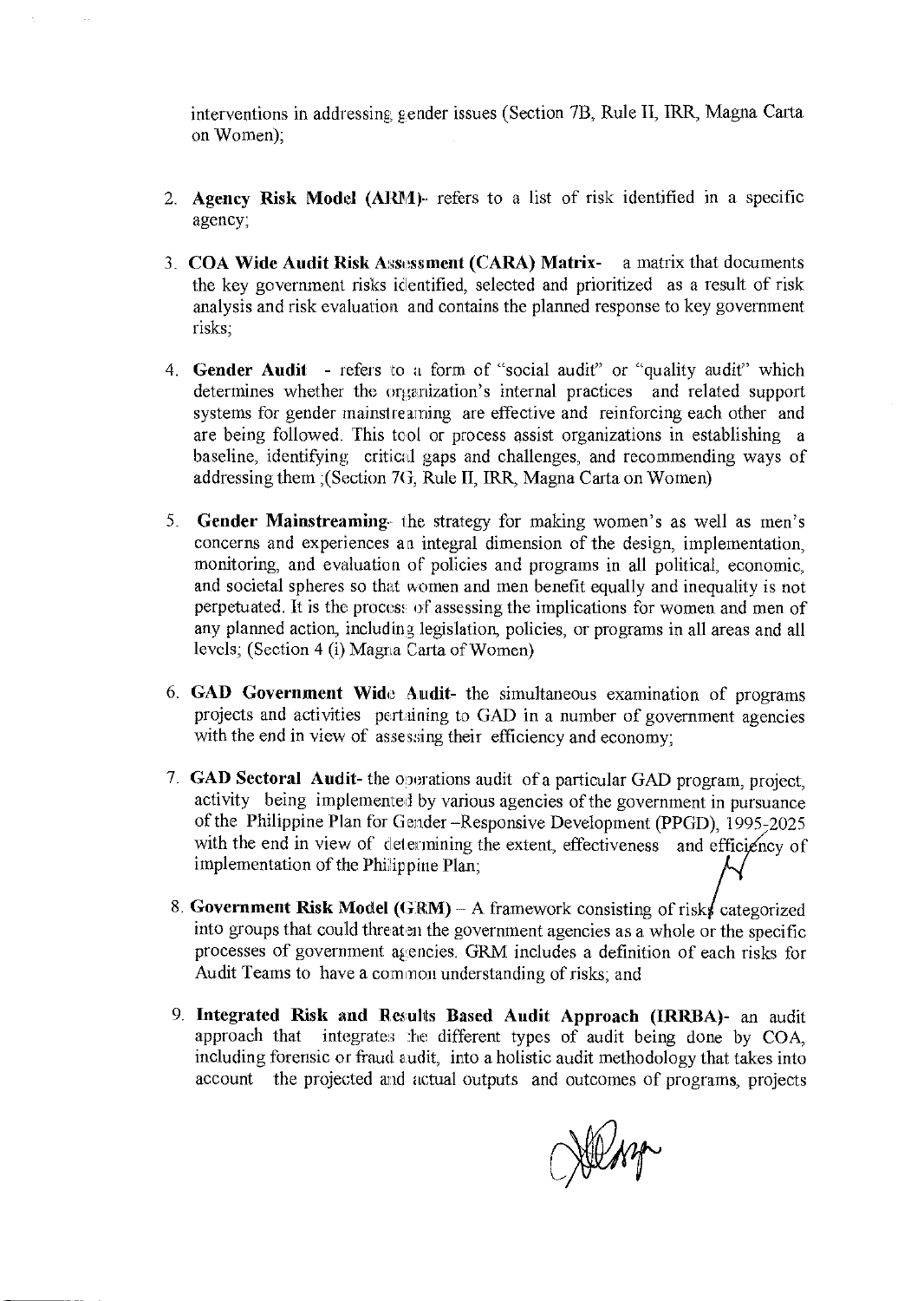interventions in addressing gender issues (Section 7B, Rule II, IRR, Magna Carta on Women);

2. **Agency Risk Model (ARM)**- refers to a list of risk identified in a specific agency;

3. **COA Wide Audit Risk Assessment (CARA) Matrix**- a matrix that documents the key government risks identified, selected and prioritized as a result of risk analysis and risk evaluation and contains the planned response to key government risks;

4. **Gender Audit** - refers to a form of "social audit" or "quality audit" which determines whether the organization's internal practices and related support systems for gender mainstreaming are effective and reinforcing each other and are being followed. This tool or process assist organizations in establishing a baseline, identifying critical gaps and challenges, and recommending ways of addressing them ;(Section 7G, Rule II, IRR, Magna Carta on Women)

5. **Gender Mainstreaming**- the strategy for making women's as well as men's concerns and experiences an integral dimension of the design, implementation, monitoring, and evaluation of policies and programs in all political, economic, and societal spheres so that women and men benefit equally and inequality is not perpetuated. It is the process of assessing the implications for women and men of any planned action, including legislation, policies, or programs in all areas and all levels; (Section 4 (i) Magna Carta of Women)

6. **GAD Government Wide Audit**- the simultaneous examination of programs projects and activities pertaining to GAD in a number of government agencies with the end in view of assessing their efficiency and economy;

7. **GAD Sectoral Audit**- the operations audit of a particular GAD program, project, activity being implemented by various agencies of the government in pursuance of the Philippine Plan for Gender –Responsive Development (PPGD), 1995-2025 with the end in view of determining the extent, effectiveness and efficiency of implementation of the Philippine Plan;

8. **Government Risk Model (GRM)** – A framework consisting of risks categorized into groups that could threaten the government agencies as a whole or the specific processes of government agencies. GRM includes a definition of each risks for Audit Teams to have a common understanding of risks; and

9. **Integrated Risk and Results Based Audit Approach (IRRBA)**- an audit approach that integrates the different types of audit being done by COA, including forensic or fraud audit, into a holistic audit methodology that takes into account the projected and actual outputs and outcomes of programs, projects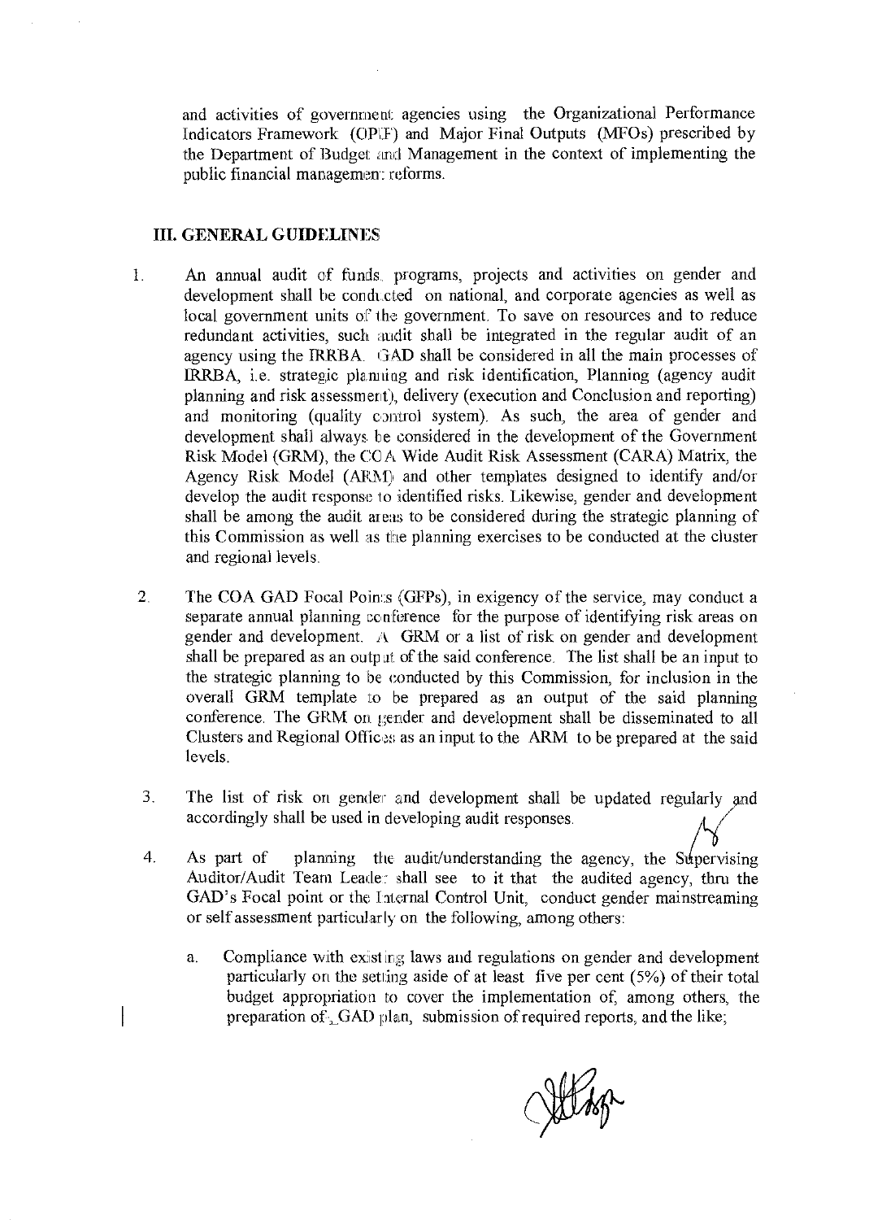and activities of government agencies using the Organizational Performance Indicators Framework (OPIF) and Major Final Outputs (MFOs) prescribed by the Department of Budget and Management in the context of implementing the public financial management reforms.

## III. GENERAL GUIDELINES

1. An annual audit of funds, programs, projects and activities on gender and development shall be conducted on national, and corporate agencies as well as local government units of the government. To save on resources and to reduce redundant activities, such audit shall be integrated in the regular audit of an agency using the IRRBA. GAD shall be considered in all the main processes of IRRBA, i.e. strategic planning and risk identification, Planning (agency audit planning and risk assessment), delivery (execution and Conclusion and reporting) and monitoring (quality control system). As such, the area of gender and development shall always be considered in the development of the Government Risk Model (GRM), the COA Wide Audit Risk Assessment (CARA) Matrix, the Agency Risk Model (ARM) and other templates designed to identify and/or develop the audit response to identified risks. Likewise, gender and development shall be among the audit areas to be considered during the strategic planning of this Commission as well as the planning exercises to be conducted at the cluster and regional levels.

2. The COA GAD Focal Points (GFPs), in exigency of the service, may conduct a separate annual planning conference for the purpose of identifying risk areas on gender and development. A GRM or a list of risk on gender and development shall be prepared as an output of the said conference. The list shall be an input to the strategic planning to be conducted by this Commission, for inclusion in the overall GRM template to be prepared as an output of the said planning conference. The GRM on gender and development shall be disseminated to all Clusters and Regional Offices as an input to the ARM to be prepared at the said levels.

3. The list of risk on gender and development shall be updated regularly and accordingly shall be used in developing audit responses.

4. As part of planning the audit/understanding the agency, the Supervising Auditor/Audit Team Leader shall see to it that the audited agency, thru the GAD's Focal point or the Internal Control Unit, conduct gender mainstreaming or self assessment particularly on the following, among others:

   a. Compliance with existing laws and regulations on gender and development particularly on the setting aside of at least five per cent (5%) of their total budget appropriation to cover the implementation of, among others, the preparation of GAD plan, submission of required reports, and the like;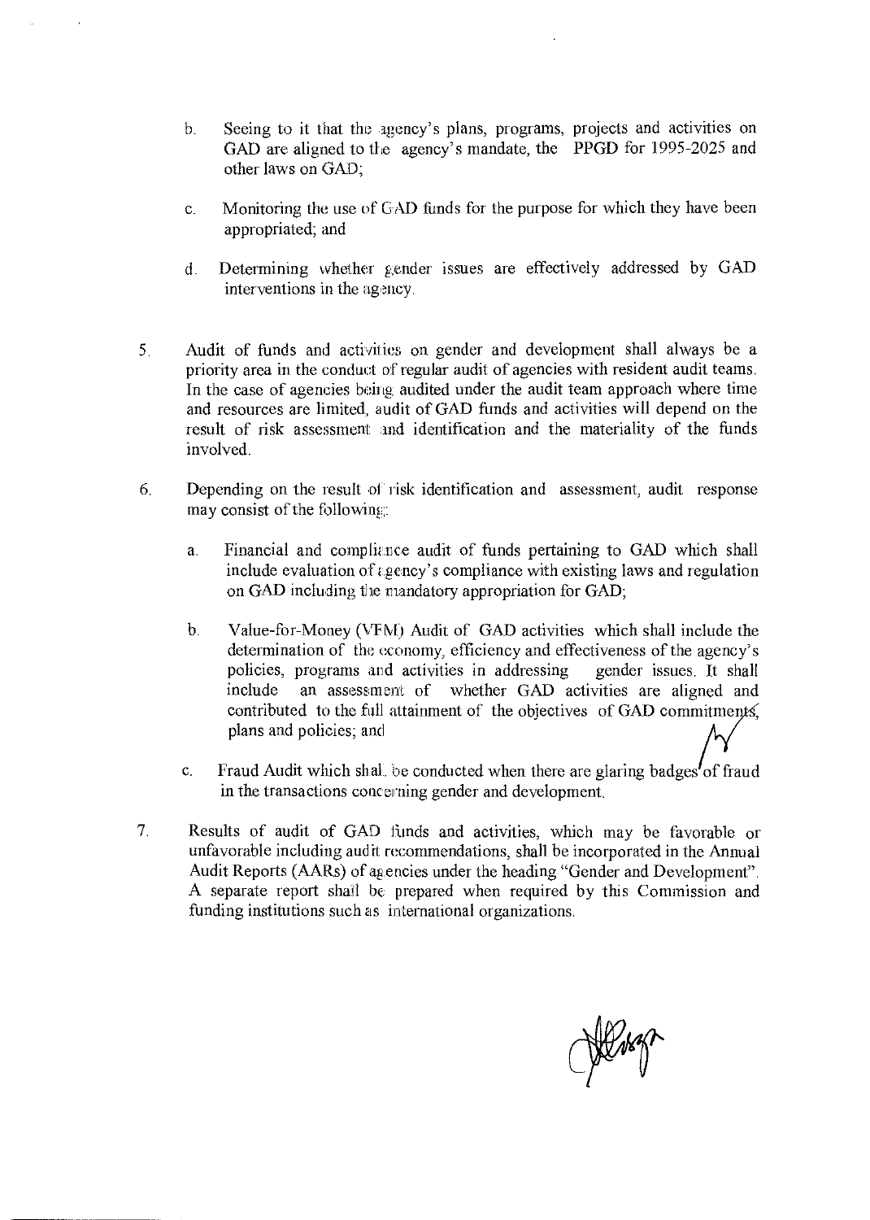b. Seeing to it that the agency's plans, programs, projects and activities on GAD are aligned to the agency's mandate, the PPGD for 1995-2025 and other laws on GAD;

c. Monitoring the use of GAD funds for the purpose for which they have been appropriated; and

d. Determining whether gender issues are effectively addressed by GAD interventions in the agency.

5. Audit of funds and activities on gender and development shall always be a priority area in the conduct of regular audit of agencies with resident audit teams. In the case of agencies being audited under the audit team approach where time and resources are limited, audit of GAD funds and activities will depend on the result of risk assessment and identification and the materiality of the funds involved.

6. Depending on the result of risk identification and assessment, audit response may consist of the following:

   a. Financial and compliance audit of funds pertaining to GAD which shall include evaluation of agency's compliance with existing laws and regulation on GAD including the mandatory appropriation for GAD;

   b. Value-for-Money (VFM) Audit of GAD activities which shall include the determination of the economy, efficiency and effectiveness of the agency's policies, programs and activities in addressing gender issues. It shall include an assessment of whether GAD activities are aligned and contributed to the full attainment of the objectives of GAD commitments, plans and policies; and

   c. Fraud Audit which shall be conducted when there are glaring badges of fraud in the transactions concerning gender and development.

7. Results of audit of GAD funds and activities, which may be favorable or unfavorable including audit recommendations, shall be incorporated in the Annual Audit Reports (AARs) of agencies under the heading "Gender and Development". A separate report shall be prepared when required by this Commission and funding institutions such as international organizations.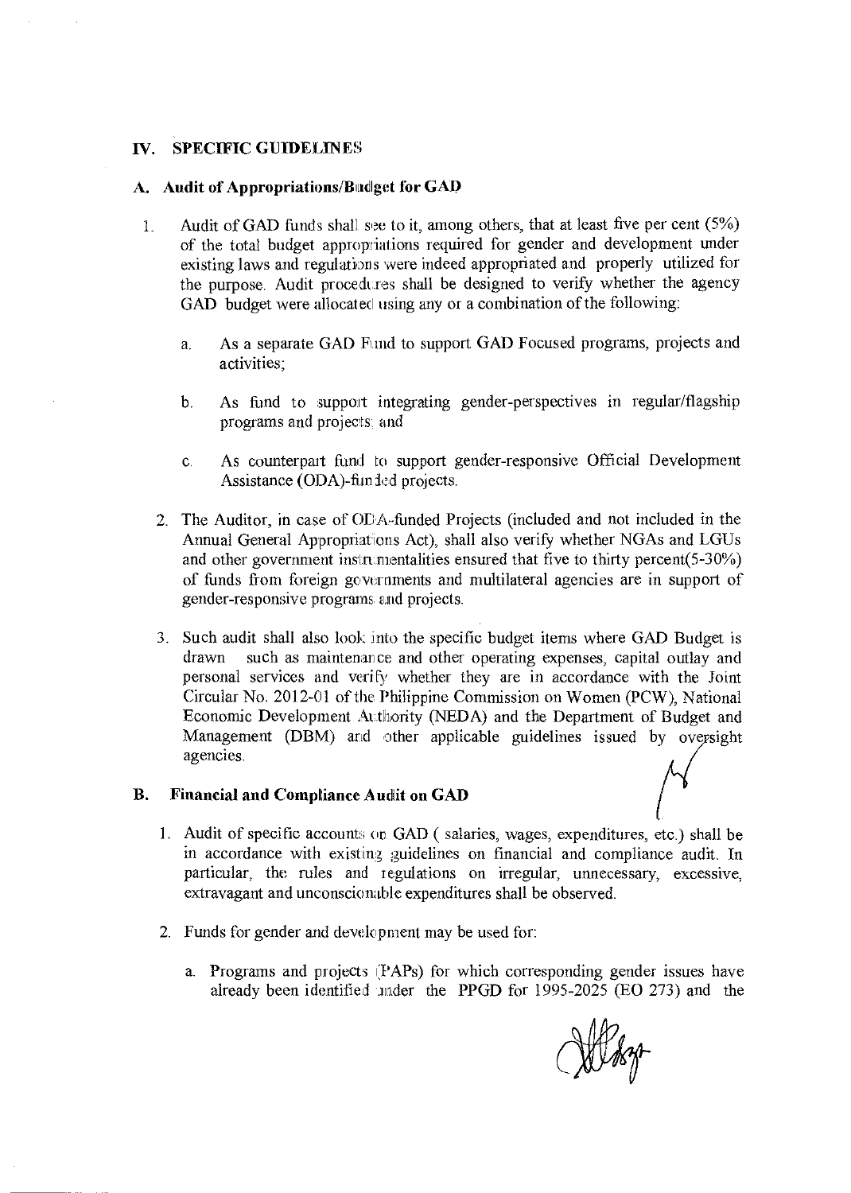## IV. SPECIFIC GUIDELINES

### A. Audit of Appropriations/Budget for GAD

1. Audit of GAD funds shall see to it, among others, that at least five per cent (5%) of the total budget appropriations required for gender and development under existing laws and regulations were indeed appropriated and properly utilized for the purpose. Audit procedures shall be designed to verify whether the agency GAD budget were allocated using any or a combination of the following:

   a. As a separate GAD Fund to support GAD Focused programs, projects and activities;

   b. As fund to support integrating gender-perspectives in regular/flagship programs and projects; and

   c. As counterpart fund to support gender-responsive Official Development Assistance (ODA)-funded projects.

2. The Auditor, in case of ODA-funded Projects (included and not included in the Annual General Appropriations Act), shall also verify whether NGAs and LGUs and other government instrumentalities ensured that five to thirty percent(5-30%) of funds from foreign governments and multilateral agencies are in support of gender-responsive programs and projects.

3. Such audit shall also look into the specific budget items where GAD Budget is drawn such as maintenance and other operating expenses, capital outlay and personal services and verify whether they are in accordance with the Joint Circular No. 2012-01 of the Philippine Commission on Women (PCW), National Economic Development Authority (NEDA) and the Department of Budget and Management (DBM) and other applicable guidelines issued by oversight agencies.

### B. Financial and Compliance Audit on GAD

1. Audit of specific accounts on GAD ( salaries, wages, expenditures, etc.) shall be in accordance with existing guidelines on financial and compliance audit. In particular, the rules and regulations on irregular, unnecessary, excessive, extravagant and unconscionable expenditures shall be observed.

2. Funds for gender and development may be used for:

   a. Programs and projects (PAPs) for which corresponding gender issues have already been identified under the PPGD for 1995-2025 (EO 273) and the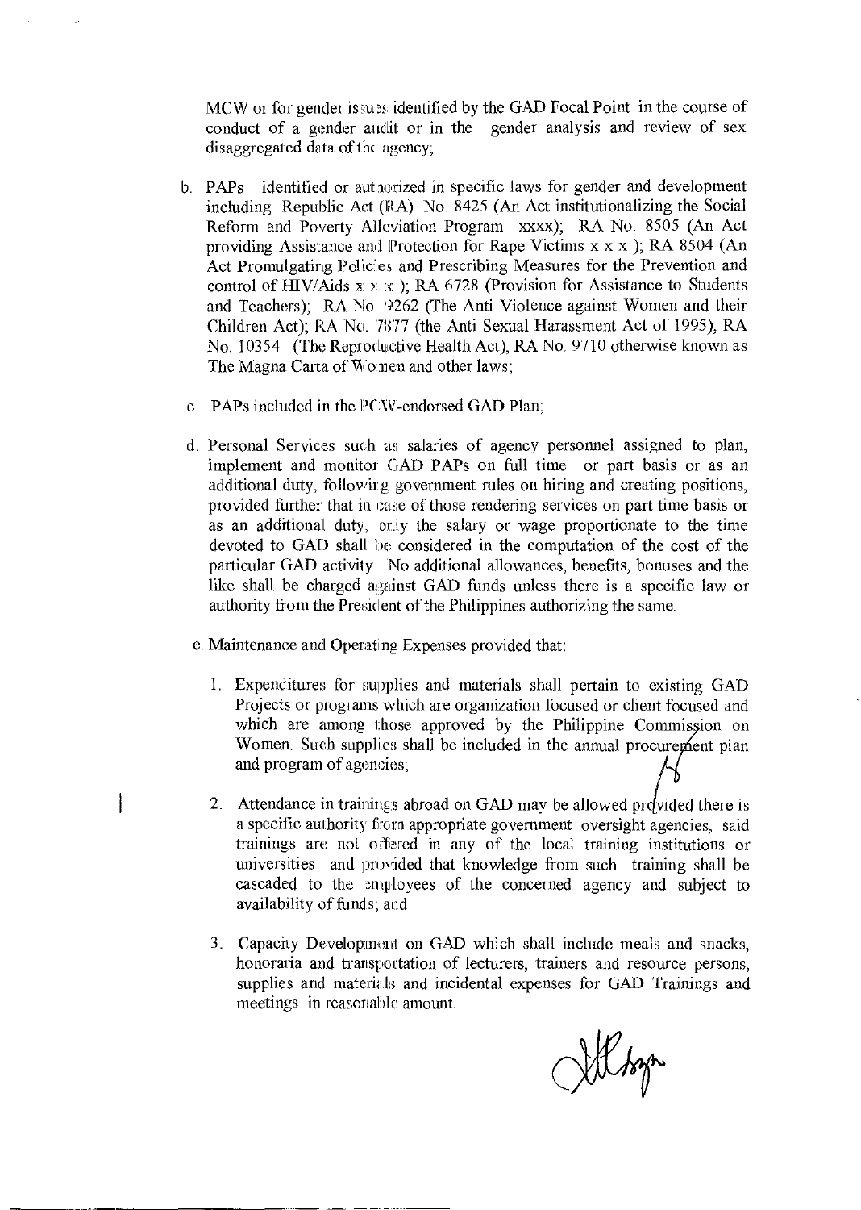MCW or for gender issues identified by the GAD Focal Point in the course of conduct of a gender audit or in the gender analysis and review of sex disaggregated data of the agency;

b. PAPs identified or authorized in specific laws for gender and development including Republic Act (RA) No. 8425 (An Act institutionalizing the Social Reform and Poverty Alleviation Program xxxx); RA No. 8505 (An Act providing Assistance and Protection for Rape Victims x x x ); RA 8504 (An Act Promulgating Policies and Prescribing Measures for the Prevention and control of HIV/Aids x x x ); RA 6728 (Provision for Assistance to Students and Teachers); RA No. 9262 (The Anti Violence against Women and their Children Act); RA No. 7877 (the Anti Sexual Harassment Act of 1995), RA No. 10354 (The Reproductive Health Act), RA No. 9710 otherwise known as The Magna Carta of Women and other laws;

c. PAPs included in the PCW-endorsed GAD Plan;

d. Personal Services such as salaries of agency personnel assigned to plan, implement and monitor GAD PAPs on full time or part basis or as an additional duty, following government rules on hiring and creating positions, provided further that in case of those rendering services on part time basis or as an additional duty, only the salary or wage proportionate to the time devoted to GAD shall be considered in the computation of the cost of the particular GAD activity. No additional allowances, benefits, bonuses and the like shall be charged against GAD funds unless there is a specific law or authority from the President of the Philippines authorizing the same.

e. Maintenance and Operating Expenses provided that:

   1. Expenditures for supplies and materials shall pertain to existing GAD Projects or programs which are organization focused or client focused and which are among those approved by the Philippine Commission on Women. Such supplies shall be included in the annual procurement plan and program of agencies;

   2. Attendance in trainings abroad on GAD may be allowed provided there is a specific authority from appropriate government oversight agencies, said trainings are not offered in any of the local training institutions or universities and provided that knowledge from such training shall be cascaded to the employees of the concerned agency and subject to availability of funds; and

   3. Capacity Development on GAD which shall include meals and snacks, honoraria and transportation of lecturers, trainers and resource persons, supplies and materials and incidental expenses for GAD Trainings and meetings in reasonable amount.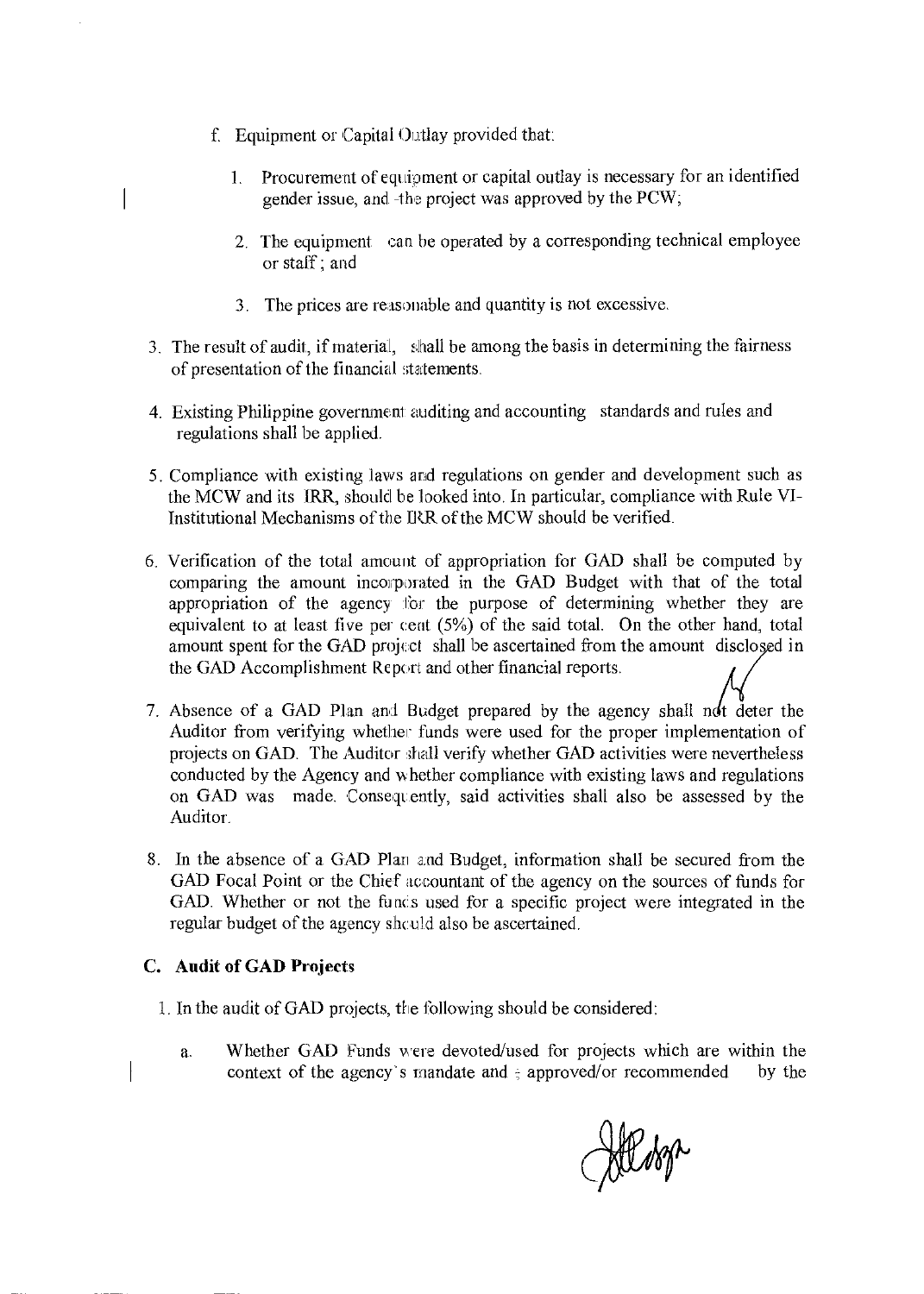f. Equipment or Capital Outlay provided that:

   1. Procurement of equipment or capital outlay is necessary for an identified gender issue, and the project was approved by the PCW;

   2. The equipment can be operated by a corresponding technical employee or staff; and

   3. The prices are reasonable and quantity is not excessive.

3. The result of audit, if material, shall be among the basis in determining the fairness of presentation of the financial statements.

4. Existing Philippine government auditing and accounting standards and rules and regulations shall be applied.

5. Compliance with existing laws and regulations on gender and development such as the MCW and its IRR, should be looked into. In particular, compliance with Rule VI-Institutional Mechanisms of the IRR of the MCW should be verified.

6. Verification of the total amount of appropriation for GAD shall be computed by comparing the amount incorporated in the GAD Budget with that of the total appropriation of the agency for the purpose of determining whether they are equivalent to at least five per cent (5%) of the said total. On the other hand, total amount spent for the GAD project shall be ascertained from the amount disclosed in the GAD Accomplishment Report and other financial reports.

7. Absence of a GAD Plan and Budget prepared by the agency shall not deter the Auditor from verifying whether funds were used for the proper implementation of projects on GAD. The Auditor shall verify whether GAD activities were nevertheless conducted by the Agency and whether compliance with existing laws and regulations on GAD was made. Consequently, said activities shall also be assessed by the Auditor.

8. In the absence of a GAD Plan and Budget, information shall be secured from the GAD Focal Point or the Chief accountant of the agency on the sources of funds for GAD. Whether or not the funds used for a specific project were integrated in the regular budget of the agency should also be ascertained.

### C. Audit of GAD Projects

1. In the audit of GAD projects, the following should be considered:

   a. Whether GAD Funds were devoted/used for projects which are within the context of the agency's mandate and approved/or recommended by the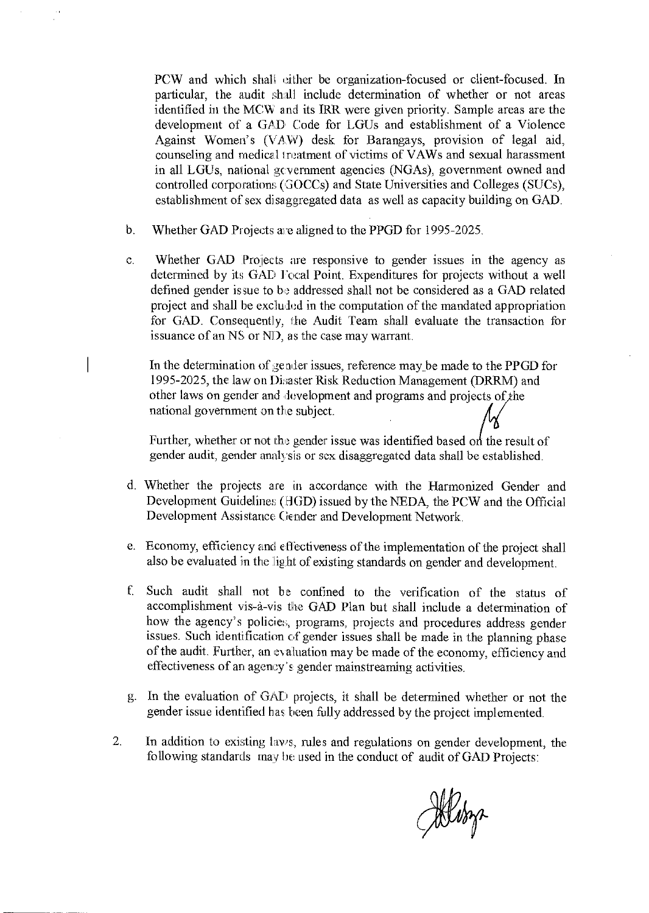PCW and which shall either be organization-focused or client-focused. In particular, the audit shall include determination of whether or not areas identified in the MCW and its IRR were given priority. Sample areas are the development of a GAD Code for LGUs and establishment of a Violence Against Women's (VAW) desk for Barangays, provision of legal aid, counseling and medical treatment of victims of VAWs and sexual harassment in all LGUs, national government agencies (NGAs), government owned and controlled corporations (GOCCs) and State Universities and Colleges (SUCs), establishment of sex disaggregated data as well as capacity building on GAD.

b. Whether GAD Projects are aligned to the PPGD for 1995-2025.

c. Whether GAD Projects are responsive to gender issues in the agency as determined by its GAD Focal Point. Expenditures for projects without a well defined gender issue to be addressed shall not be considered as a GAD related project and shall be excluded in the computation of the mandated appropriation for GAD. Consequently, the Audit Team shall evaluate the transaction for issuance of an NS or ND, as the case may warrant.

   In the determination of gender issues, reference may be made to the PPGD for 1995-2025, the law on Disaster Risk Reduction Management (DRRM) and other laws on gender and development and programs and projects of the national government on the subject.

   Further, whether or not the gender issue was identified based on the result of gender audit, gender analysis or sex disaggregated data shall be established.

d. Whether the projects are in accordance with the Harmonized Gender and Development Guidelines (HGD) issued by the NEDA, the PCW and the Official Development Assistance Gender and Development Network.

e. Economy, efficiency and effectiveness of the implementation of the project shall also be evaluated in the light of existing standards on gender and development.

f. Such audit shall not be confined to the verification of the status of accomplishment vis-à-vis the GAD Plan but shall include a determination of how the agency's policies, programs, projects and procedures address gender issues. Such identification of gender issues shall be made in the planning phase of the audit. Further, an evaluation may be made of the economy, efficiency and effectiveness of an agency's gender mainstreaming activities.

g. In the evaluation of GAD projects, it shall be determined whether or not the gender issue identified has been fully addressed by the project implemented.

2. In addition to existing laws, rules and regulations on gender development, the following standards may be used in the conduct of audit of GAD Projects: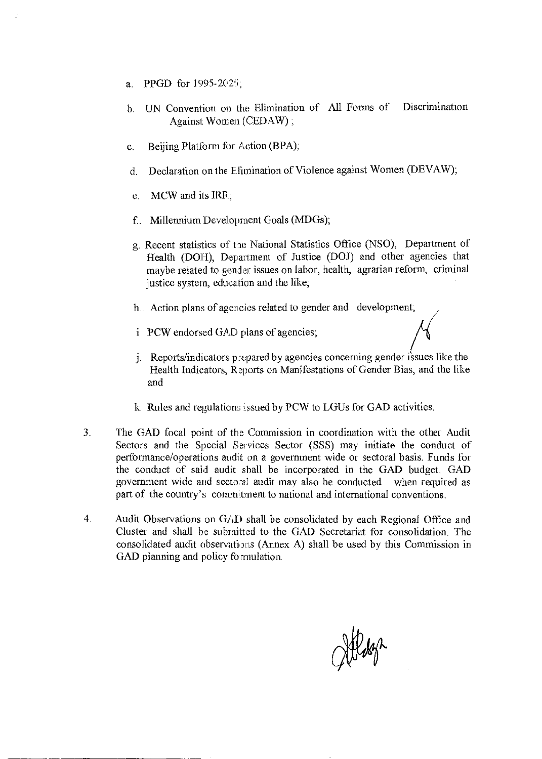a. PPGD for 1995-2025;

b. UN Convention on the Elimination of All Forms of Discrimination Against Women (CEDAW);

c. Beijing Platform for Action (BPA);

d. Declaration on the Elimination of Violence against Women (DEVAW);

e. MCW and its IRR;

f. Millennium Development Goals (MDGs);

g. Recent statistics of the National Statistics Office (NSO), Department of Health (DOH), Department of Justice (DOJ) and other agencies that maybe related to gender issues on labor, health, agrarian reform, criminal justice system, education and the like;

h. Action plans of agencies related to gender and development;

i PCW endorsed GAD plans of agencies;

j. Reports/indicators prepared by agencies concerning gender issues like the Health Indicators, Reports on Manifestations of Gender Bias, and the like and

k. Rules and regulations issued by PCW to LGUs for GAD activities.

3. The GAD focal point of the Commission in coordination with the other Audit Sectors and the Special Services Sector (SSS) may initiate the conduct of performance/operations audit on a government wide or sectoral basis. Funds for the conduct of said audit shall be incorporated in the GAD budget. GAD government wide and sectoral audit may also be conducted when required as part of the country's commitment to national and international conventions.

4. Audit Observations on GAD shall be consolidated by each Regional Office and Cluster and shall be submitted to the GAD Secretariat for consolidation. The consolidated audit observations (Annex A) shall be used by this Commission in GAD planning and policy formulation.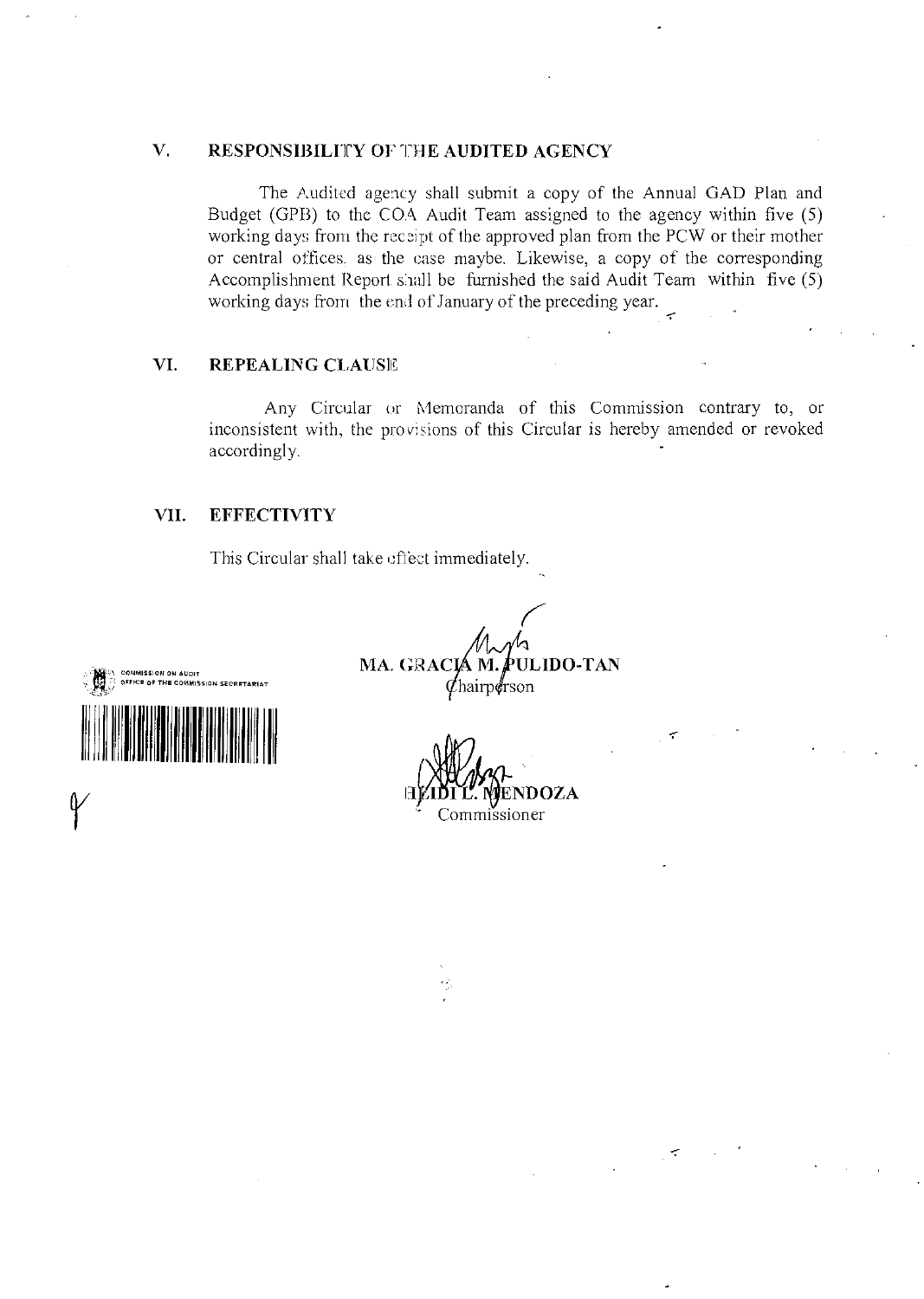## V. RESPONSIBILITY OF THE AUDITED AGENCY

The Audited agency shall submit a copy of the Annual GAD Plan and Budget (GPB) to the COA Audit Team assigned to the agency within five (5) working days from the receipt of the approved plan from the PCW or their mother or central offices. as the case maybe. Likewise, a copy of the corresponding Accomplishment Report shall be furnished the said Audit Team within five (5) working days from the end of January of the preceding year.

## VI. REPEALING CLAUSE

Any Circular or Memoranda of this Commission contrary to, or inconsistent with, the provisions of this Circular is hereby amended or revoked accordingly.

## VII. EFFECTIVITY

This Circular shall take effect immediately.

COMMISSION ON AUDIT
OFFICE OF THE COMMISSION SECRETARIAT

**MA. GRACIA M. PULIDO-TAN**
Chairperson

**HEIDI L. MENDOZA**
Commissioner